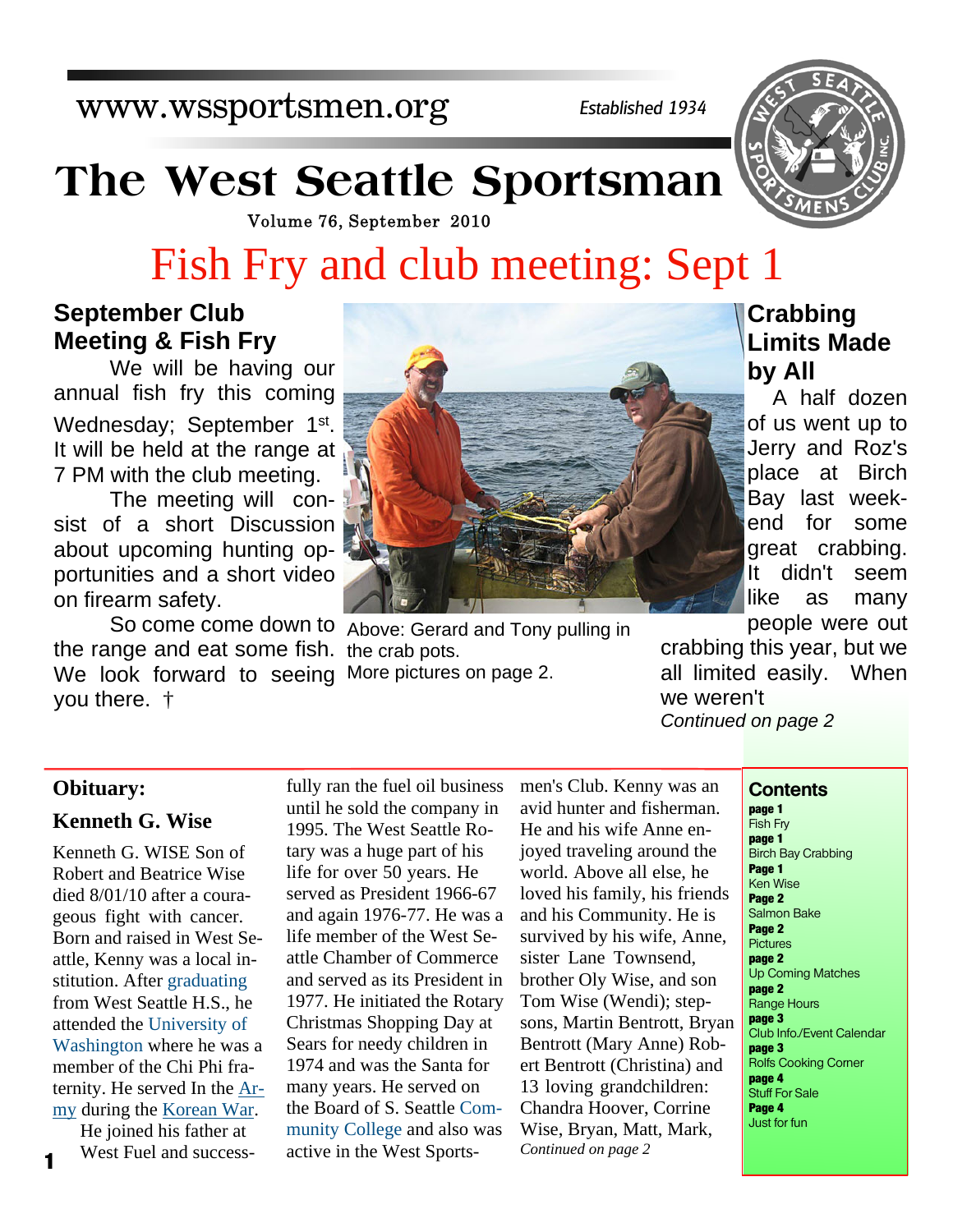www.wssportsmen.org

*Established 1934*

# The West Seattle Sportsman

Volume 76, September 2010

# Fish Fry and club meeting: Sept 1

## September Club Meeting & Fish Fry

We will be having our annual fish fry this coming Wednesday; September 1st. It will be held at the range at 7 PM with the club meeting.

The meeting will consist of a short Discussion about upcoming hunting opportunities and a short video on firearm safety.

So come come down to the range and eat some fish. We look forward to seeing you there. †

Above: Gerard and Tony pulling in the crab pots.
More pictures on page 2.

## Crabbing Limits Made by All

A half dozen of us went up to Jerry and Roz's place at Birch Bay last weekend for some great crabbing. It didn't seem like as many people were out crabbing this year, but we all limited easily. When we weren't

*Continued on page 2*

## Obituary:

### Kenneth G. Wise

Kenneth G. WISE Son of Robert and Beatrice Wise died 8/01/10 after a courageous fight with cancer. Born and raised in West Seattle, Kenny was a local institution. After graduating from West Seattle H.S., he attended the University of Washington where he was a member of the Chi Phi fraternity. He served In the Army during the Korean War.

He joined his father at West Fuel and successfully ran the fuel oil business until he sold the company in 1995. The West Seattle Rotary was a huge part of his life for over 50 years. He served as President 1966-67 and again 1976-77. He was a life member of the West Seattle Chamber of Commerce and served as its President in 1977. He initiated the Rotary Christmas Shopping Day at Sears for needy children in 1974 and was the Santa for many years. He served on the Board of S. Seattle Community College and also was active in the West Sportsmen's Club. Kenny was an avid hunter and fisherman. He and his wife Anne enjoyed traveling around the world. Above all else, he loved his family, his friends and his Community. He is survived by his wife, Anne, sister Lane Townsend, brother Oly Wise, and son Tom Wise (Wendi); stepsons, Martin Bentrott, Bryan Bentrott (Mary Anne) Robert Bentrott (Christina) and 13 loving grandchildren: Chandra Hoover, Corrine Wise, Bryan, Matt, Mark,

*Continued on page 2*

## Contents

- **page 1** Fish Fry
- **page 1** Birch Bay Crabbing
- **Page 1** Ken Wise
- **Page 2** Salmon Bake
- **Page 2** Pictures
- **page 2** Up Coming Matches
- **page 2** Range Hours
- **page 3** Club Info./Event Calendar
- **page 3** Rolfs Cooking Corner
- **page 4** Stuff For Sale
- **Page 4** Just for fun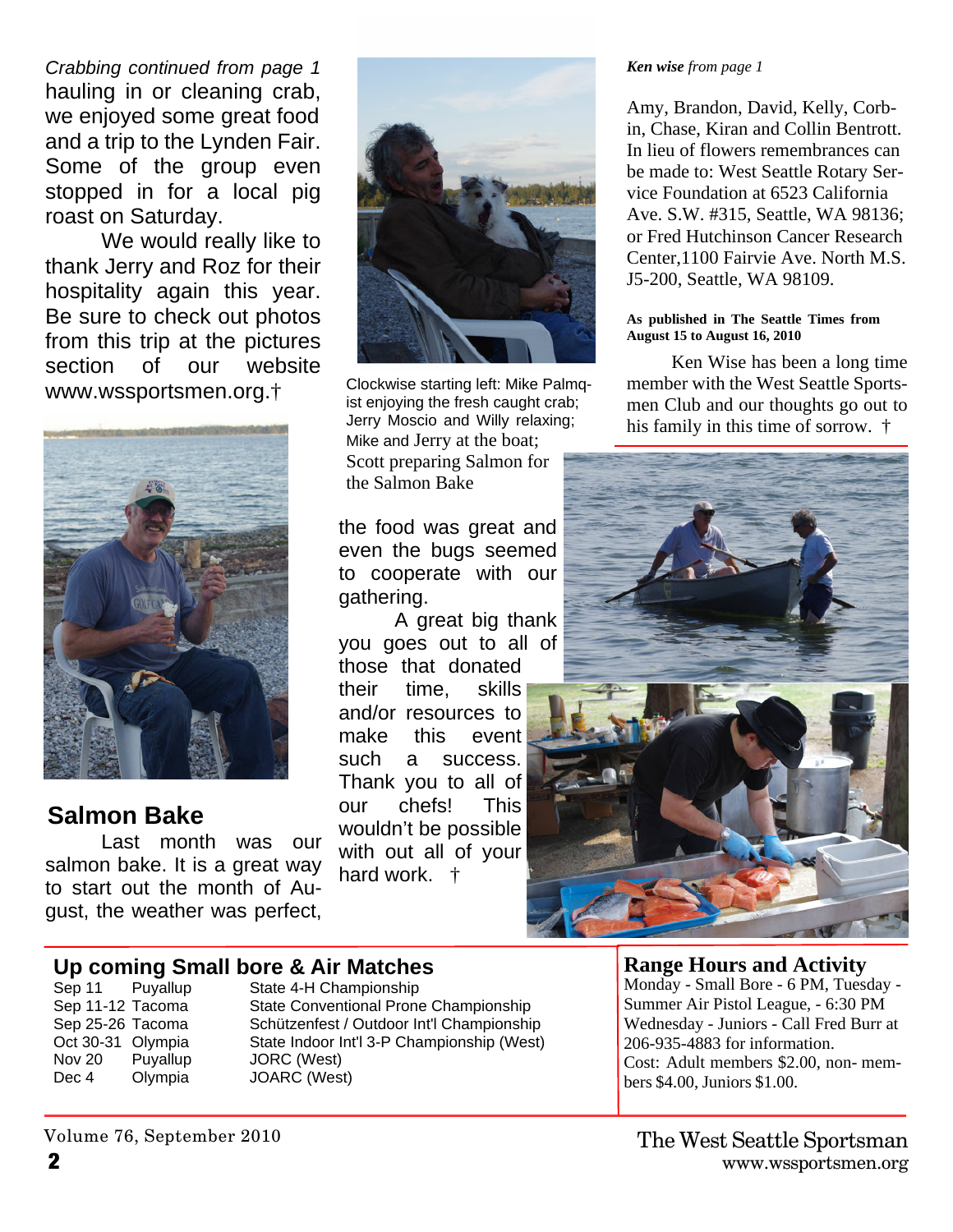*Crabbing continued from page 1*

hauling in or cleaning crab, we enjoyed some great food and a trip to the Lynden Fair. Some of the group even stopped in for a local pig roast on Saturday.

We would really like to thank Jerry and Roz for their hospitality again this year. Be sure to check out photos from this trip at the pictures section of our website www.wssportsmen.org.†

Clockwise starting left: Mike Palmqist enjoying the fresh caught crab; Jerry Moscio and Willy relaxing; Mike and Jerry at the boat; Scott preparing Salmon for the Salmon Bake

## Salmon Bake

Last month was our salmon bake. It is a great way to start out the month of August, the weather was perfect, the food was great and even the bugs seemed to cooperate with our gathering.

A great big thank you goes out to all of those that donated their time, skills and/or resources to make this event such a success. Thank you to all of our chefs! This wouldn't be possible with out all of your hard work. †

***Ken wise** from page 1*

Amy, Brandon, David, Kelly, Corbin, Chase, Kiran and Collin Bentrott. In lieu of flowers remembrances can be made to: West Seattle Rotary Service Foundation at 6523 California Ave. S.W. #315, Seattle, WA 98136; or Fred Hutchinson Cancer Research Center,1100 Fairvie Ave. North M.S. J5-200, Seattle, WA 98109.

**As published in The Seattle Times from August 15 to August 16, 2010**

Ken Wise has been a long time member with the West Seattle Sportsmen Club and our thoughts go out to his family in this time of sorrow. †

## Up coming Small bore & Air Matches

| Date | Location | Event |
|---|---|---|
| Sep 11 | Puyallup | State 4-H Championship |
| Sep 11-12 | Tacoma | State Conventional Prone Championship |
| Sep 25-26 | Tacoma | Schützenfest / Outdoor Int'l Championship |
| Oct 30-31 | Olympia | State Indoor Int'l 3-P Championship (West) |
| Nov 20 | Puyallup | JORC (West) |
| Dec 4 | Olympia | JOARC (West) |

## Range Hours and Activity

Monday - Small Bore - 6 PM, Tuesday - Summer Air Pistol League, - 6:30 PM Wednesday - Juniors - Call Fred Burr at 206-935-4883 for information.
Cost: Adult members $2.00, non- members $4.00, Juniors $1.00.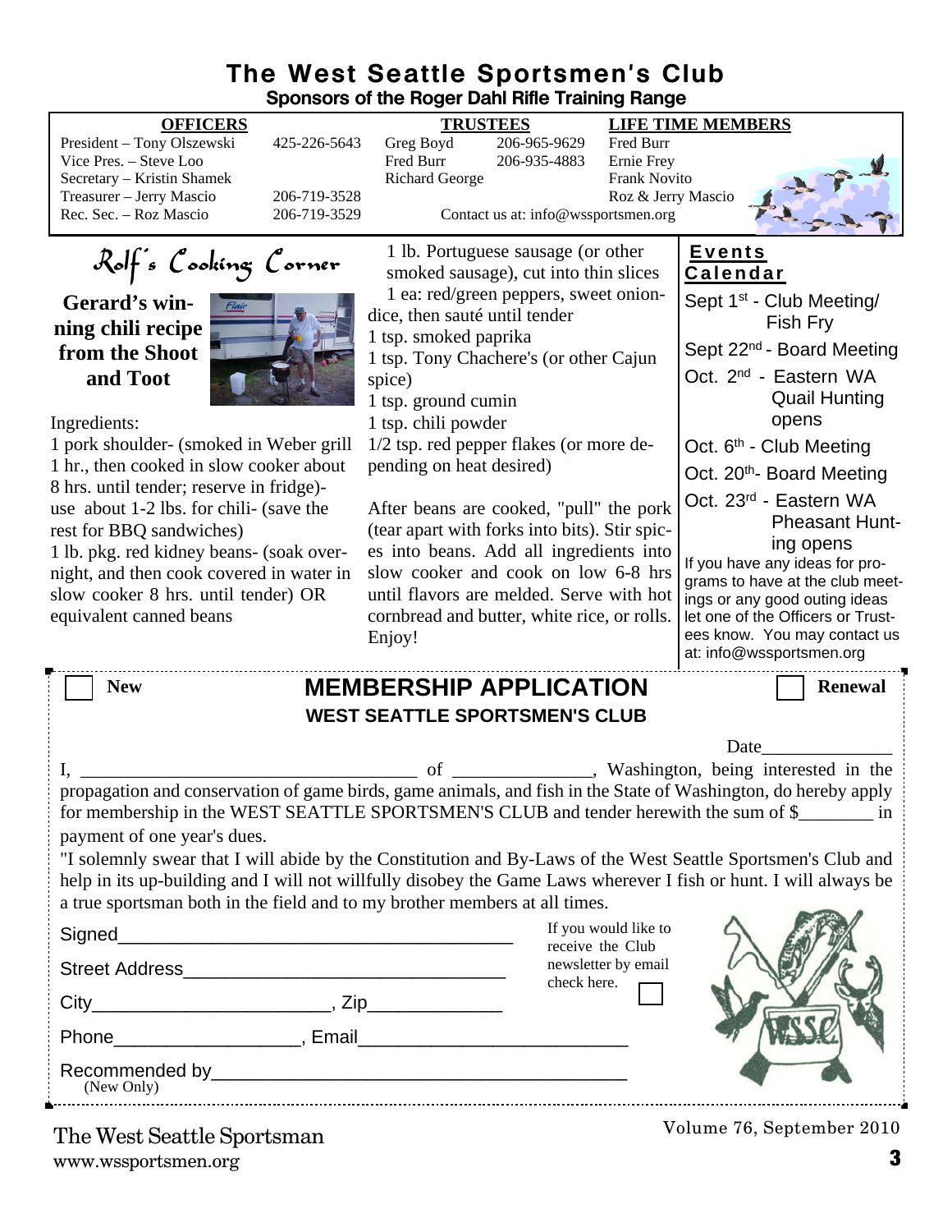# The West Seattle Sportsmen's Club

**Sponsors of the Roger Dahl Rifle Training Range**

| OFFICERS | | TRUSTEES | | LIFE TIME MEMBERS |
|---|---|---|---|---|
| President – Tony Olszewski | 425-226-5643 | Greg Boyd | 206-965-9629 | Fred Burr |
| Vice Pres. – Steve Loo | | Fred Burr | 206-935-4883 | Ernie Frey |
| Secretary – Kristin Shamek | | Richard George | | Frank Novito |
| Treasurer – Jerry Mascio | 206-719-3528 | | | Roz & Jerry Mascio |
| Rec. Sec. – Roz Mascio | 206-719-3529 | Contact us at: info@wssportsmen.org | | |

## Rolf's Cooking Corner

**Gerard's winning chili recipe from the Shoot and Toot**

Ingredients:

1 pork shoulder- (smoked in Weber grill 1 hr., then cooked in slow cooker about 8 hrs. until tender; reserve in fridge)- use about 1-2 lbs. for chili- (save the rest for BBQ sandwiches)

1 lb. pkg. red kidney beans- (soak overnight, and then cook covered in water in slow cooker 8 hrs. until tender) OR equivalent canned beans

1 lb. Portuguese sausage (or other smoked sausage), cut into thin slices

1 ea: red/green peppers, sweet onion- dice, then sauté until tender

1 tsp. smoked paprika

1 tsp. Tony Chachere's (or other Cajun spice)

1 tsp. ground cumin

1 tsp. chili powder

1/2 tsp. red pepper flakes (or more depending on heat desired)

After beans are cooked, "pull" the pork (tear apart with forks into bits). Stir spices into beans. Add all ingredients into slow cooker and cook on low 6-8 hrs until flavors are melded. Serve with hot cornbread and butter, white rice, or rolls. Enjoy!

## Events Calendar

Sept 1st - Club Meeting/ Fish Fry

Sept 22nd - Board Meeting

Oct. 2nd - Eastern WA Quail Hunting opens

Oct. 6th - Club Meeting

Oct. 20th - Board Meeting

Oct. 23rd - Eastern WA Pheasant Hunting opens

If you have any ideas for programs to have at the club meetings or any good outing ideas let one of the Officers or Trustees know. You may contact us at: info@wssportsmen.org

---

☐ **New** **MEMBERSHIP APPLICATION** ☐ **Renewal**

**WEST SEATTLE SPORTSMEN'S CLUB**

Date______________

I, ____________________________________ of _______________, Washington, being interested in the propagation and conservation of game birds, game animals, and fish in the State of Washington, do hereby apply for membership in the WEST SEATTLE SPORTSMEN'S CLUB and tender herewith the sum of $________ in payment of one year's dues.

"I solemnly swear that I will abide by the Constitution and By-Laws of the West Seattle Sportsmen's Club and help in its up-building and I will not willfully disobey the Game Laws wherever I fish or hunt. I will always be a true sportsman both in the field and to my brother members at all times.

Signed_______________________________________

Street Address________________________________

City_______________________, Zip_____________

Phone__________________, Email__________________________

Recommended by_______________________________________
(New Only)

If you would like to receive the Club newsletter by email check here. ☐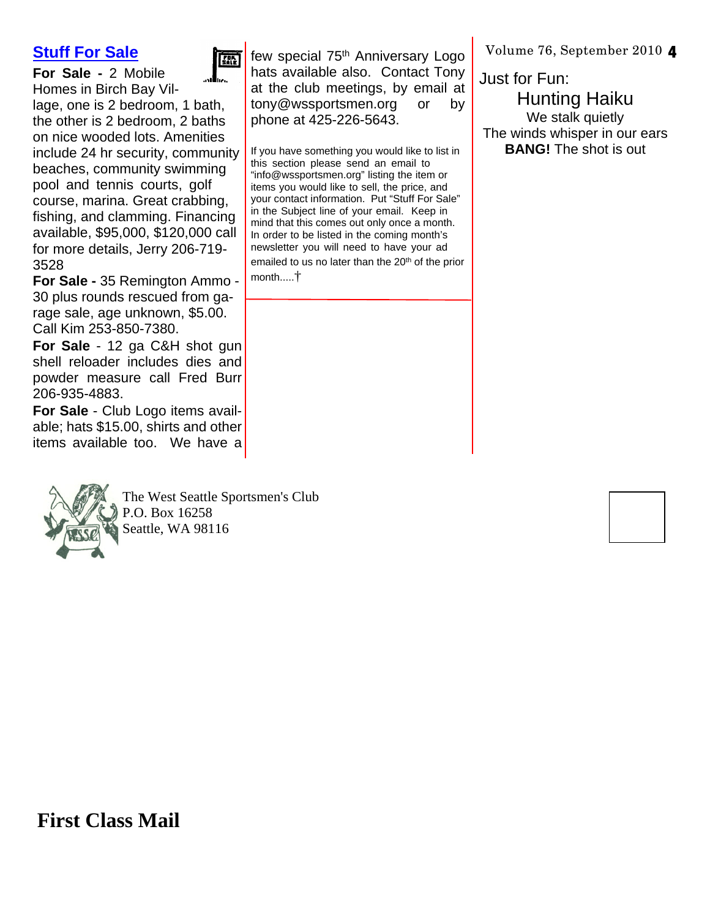## Stuff For Sale

**For Sale -** 2 Mobile Homes in Birch Bay Village, one is 2 bedroom, 1 bath, the other is 2 bedroom, 2 baths on nice wooded lots. Amenities include 24 hr security, community beaches, community swimming pool and tennis courts, golf course, marina. Great crabbing, fishing, and clamming. Financing available, $95,000, $120,000 call for more details, Jerry 206-719-3528

**For Sale -** 35 Remington Ammo - 30 plus rounds rescued from garage sale, age unknown, $5.00. Call Kim 253-850-7380.

**For Sale** - 12 ga C&H shot gun shell reloader includes dies and powder measure call Fred Burr 206-935-4883.

**For Sale** - Club Logo items available; hats $15.00, shirts and other items available too. We have a few special 75th Anniversary Logo hats available also. Contact Tony at the club meetings, by email at tony@wssportsmen.org or by phone at 425-226-5643.

If you have something you would like to list in this section please send an email to "info@wssportsmen.org" listing the item or items you would like to sell, the price, and your contact information. Put "Stuff For Sale" in the Subject line of your email. Keep in mind that this comes out only once a month. In order to be listed in the coming month's newsletter you will need to have your ad emailed to us no later than the 20th of the prior month.....†

Just for Fun:

### Hunting Haiku

We stalk quietly
The winds whisper in our ears
**BANG!** The shot is out

The West Seattle Sportsmen's Club
P.O. Box 16258
Seattle, WA 98116

**First Class Mail**